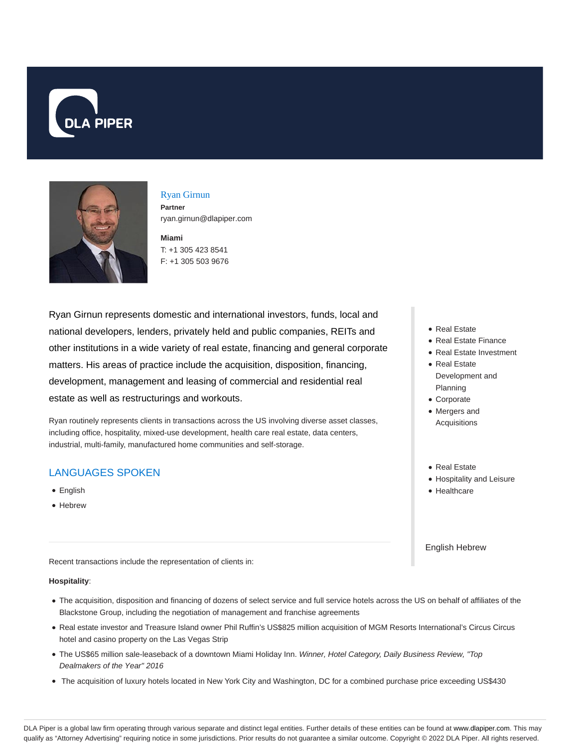DLA PIPER

# Ryan Girnun

**Partner**
ryan.girnun@dlapiper.com

**Miami**
T: +1 305 423 8541
F: +1 305 503 9676

Ryan Girnun represents domestic and international investors, funds, local and national developers, lenders, privately held and public companies, REITs and other institutions in a wide variety of real estate, financing and general corporate matters. His areas of practice include the acquisition, disposition, financing, development, management and leasing of commercial and residential real estate as well as restructurings and workouts.

Ryan routinely represents clients in transactions across the US involving diverse asset classes, including office, hospitality, mixed-use development, health care real estate, data centers, industrial, multi-family, manufactured home communities and self-storage.

- Real Estate
- Real Estate Finance
- Real Estate Investment
- Real Estate Development and Planning
- Corporate
- Mergers and Acquisitions

- Real Estate
- Hospitality and Leisure
- Healthcare

English Hebrew

## LANGUAGES SPOKEN

- English
- Hebrew

Recent transactions include the representation of clients in:

**Hospitality**:

- The acquisition, disposition and financing of dozens of select service and full service hotels across the US on behalf of affiliates of the Blackstone Group, including the negotiation of management and franchise agreements
- Real estate investor and Treasure Island owner Phil Ruffin's US$825 million acquisition of MGM Resorts International's Circus Circus hotel and casino property on the Las Vegas Strip
- The US$65 million sale-leaseback of a downtown Miami Holiday Inn. *Winner, Hotel Category, Daily Business Review, "Top Dealmakers of the Year" 2016*
- The acquisition of luxury hotels located in New York City and Washington, DC for a combined purchase price exceeding US$430

DLA Piper is a global law firm operating through various separate and distinct legal entities. Further details of these entities can be found at www.dlapiper.com. This may qualify as "Attorney Advertising" requiring notice in some jurisdictions. Prior results do not guarantee a similar outcome. Copyright © 2022 DLA Piper. All rights reserved.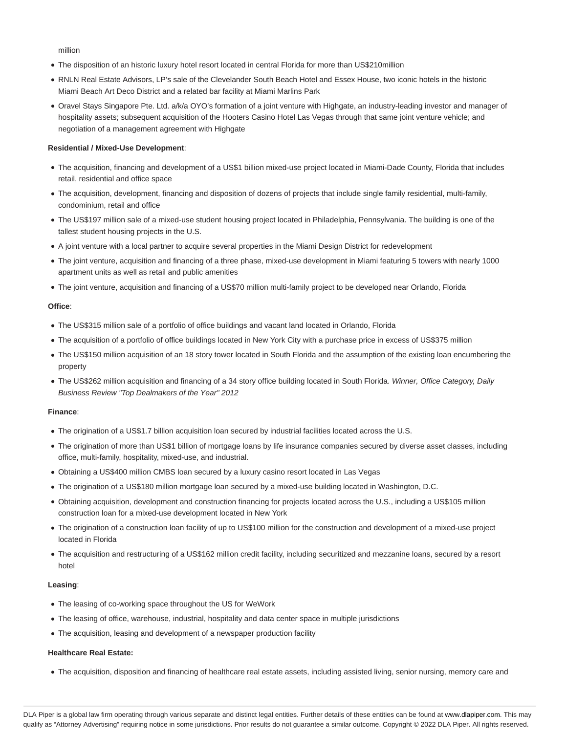million

- The disposition of an historic luxury hotel resort located in central Florida for more than US$210million
- RNLN Real Estate Advisors, LP's sale of the Clevelander South Beach Hotel and Essex House, two iconic hotels in the historic Miami Beach Art Deco District and a related bar facility at Miami Marlins Park
- Oravel Stays Singapore Pte. Ltd. a/k/a OYO's formation of a joint venture with Highgate, an industry-leading investor and manager of hospitality assets; subsequent acquisition of the Hooters Casino Hotel Las Vegas through that same joint venture vehicle; and negotiation of a management agreement with Highgate

**Residential / Mixed-Use Development**:

- The acquisition, financing and development of a US$1 billion mixed-use project located in Miami-Dade County, Florida that includes retail, residential and office space
- The acquisition, development, financing and disposition of dozens of projects that include single family residential, multi-family, condominium, retail and office
- The US$197 million sale of a mixed-use student housing project located in Philadelphia, Pennsylvania. The building is one of the tallest student housing projects in the U.S.
- A joint venture with a local partner to acquire several properties in the Miami Design District for redevelopment
- The joint venture, acquisition and financing of a three phase, mixed-use development in Miami featuring 5 towers with nearly 1000 apartment units as well as retail and public amenities
- The joint venture, acquisition and financing of a US$70 million multi-family project to be developed near Orlando, Florida

**Office**:

- The US$315 million sale of a portfolio of office buildings and vacant land located in Orlando, Florida
- The acquisition of a portfolio of office buildings located in New York City with a purchase price in excess of US$375 million
- The US$150 million acquisition of an 18 story tower located in South Florida and the assumption of the existing loan encumbering the property
- The US$262 million acquisition and financing of a 34 story office building located in South Florida. *Winner, Office Category, Daily Business Review "Top Dealmakers of the Year" 2012*

**Finance**:

- The origination of a US$1.7 billion acquisition loan secured by industrial facilities located across the U.S.
- The origination of more than US$1 billion of mortgage loans by life insurance companies secured by diverse asset classes, including office, multi-family, hospitality, mixed-use, and industrial.
- Obtaining a US$400 million CMBS loan secured by a luxury casino resort located in Las Vegas
- The origination of a US$180 million mortgage loan secured by a mixed-use building located in Washington, D.C.
- Obtaining acquisition, development and construction financing for projects located across the U.S., including a US$105 million construction loan for a mixed-use development located in New York
- The origination of a construction loan facility of up to US$100 million for the construction and development of a mixed-use project located in Florida
- The acquisition and restructuring of a US$162 million credit facility, including securitized and mezzanine loans, secured by a resort hotel

**Leasing**:

- The leasing of co-working space throughout the US for WeWork
- The leasing of office, warehouse, industrial, hospitality and data center space in multiple jurisdictions
- The acquisition, leasing and development of a newspaper production facility

**Healthcare Real Estate:**

- The acquisition, disposition and financing of healthcare real estate assets, including assisted living, senior nursing, memory care and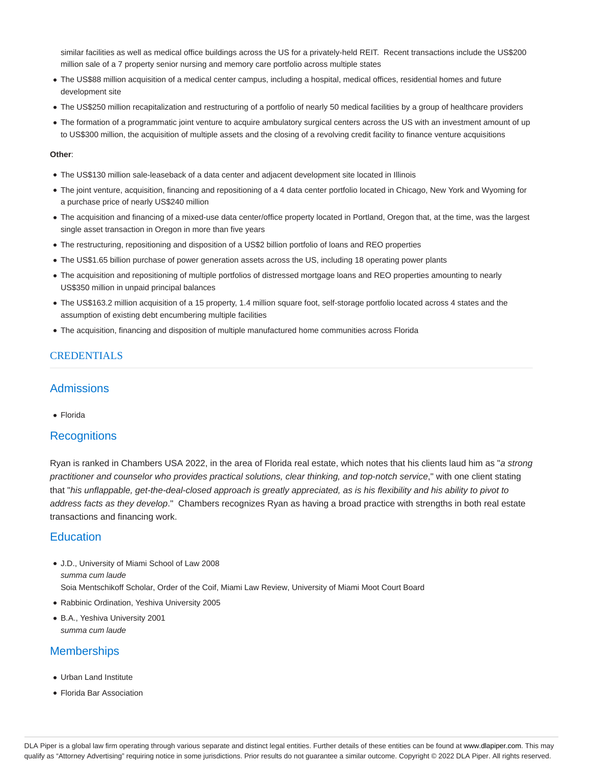similar facilities as well as medical office buildings across the US for a privately-held REIT. Recent transactions include the US$200 million sale of a 7 property senior nursing and memory care portfolio across multiple states

- The US$88 million acquisition of a medical center campus, including a hospital, medical offices, residential homes and future development site
- The US$250 million recapitalization and restructuring of a portfolio of nearly 50 medical facilities by a group of healthcare providers
- The formation of a programmatic joint venture to acquire ambulatory surgical centers across the US with an investment amount of up to US$300 million, the acquisition of multiple assets and the closing of a revolving credit facility to finance venture acquisitions

**Other**:

- The US$130 million sale-leaseback of a data center and adjacent development site located in Illinois
- The joint venture, acquisition, financing and repositioning of a 4 data center portfolio located in Chicago, New York and Wyoming for a purchase price of nearly US$240 million
- The acquisition and financing of a mixed-use data center/office property located in Portland, Oregon that, at the time, was the largest single asset transaction in Oregon in more than five years
- The restructuring, repositioning and disposition of a US$2 billion portfolio of loans and REO properties
- The US$1.65 billion purchase of power generation assets across the US, including 18 operating power plants
- The acquisition and repositioning of multiple portfolios of distressed mortgage loans and REO properties amounting to nearly US$350 million in unpaid principal balances
- The US$163.2 million acquisition of a 15 property, 1.4 million square foot, self-storage portfolio located across 4 states and the assumption of existing debt encumbering multiple facilities
- The acquisition, financing and disposition of multiple manufactured home communities across Florida

## CREDENTIALS

### Admissions

- Florida

### Recognitions

Ryan is ranked in Chambers USA 2022, in the area of Florida real estate, which notes that his clients laud him as "*a strong practitioner and counselor who provides practical solutions, clear thinking, and top-notch service*," with one client stating that "*his unflappable, get-the-deal-closed approach is greatly appreciated, as is his flexibility and his ability to pivot to address facts as they develop*." Chambers recognizes Ryan as having a broad practice with strengths in both real estate transactions and financing work.

### Education

- J.D., University of Miami School of Law 2008
  *summa cum laude*
  Soia Mentschikoff Scholar, Order of the Coif, Miami Law Review, University of Miami Moot Court Board
- Rabbinic Ordination, Yeshiva University 2005
- B.A., Yeshiva University 2001
  *summa cum laude*

### Memberships

- Urban Land Institute
- Florida Bar Association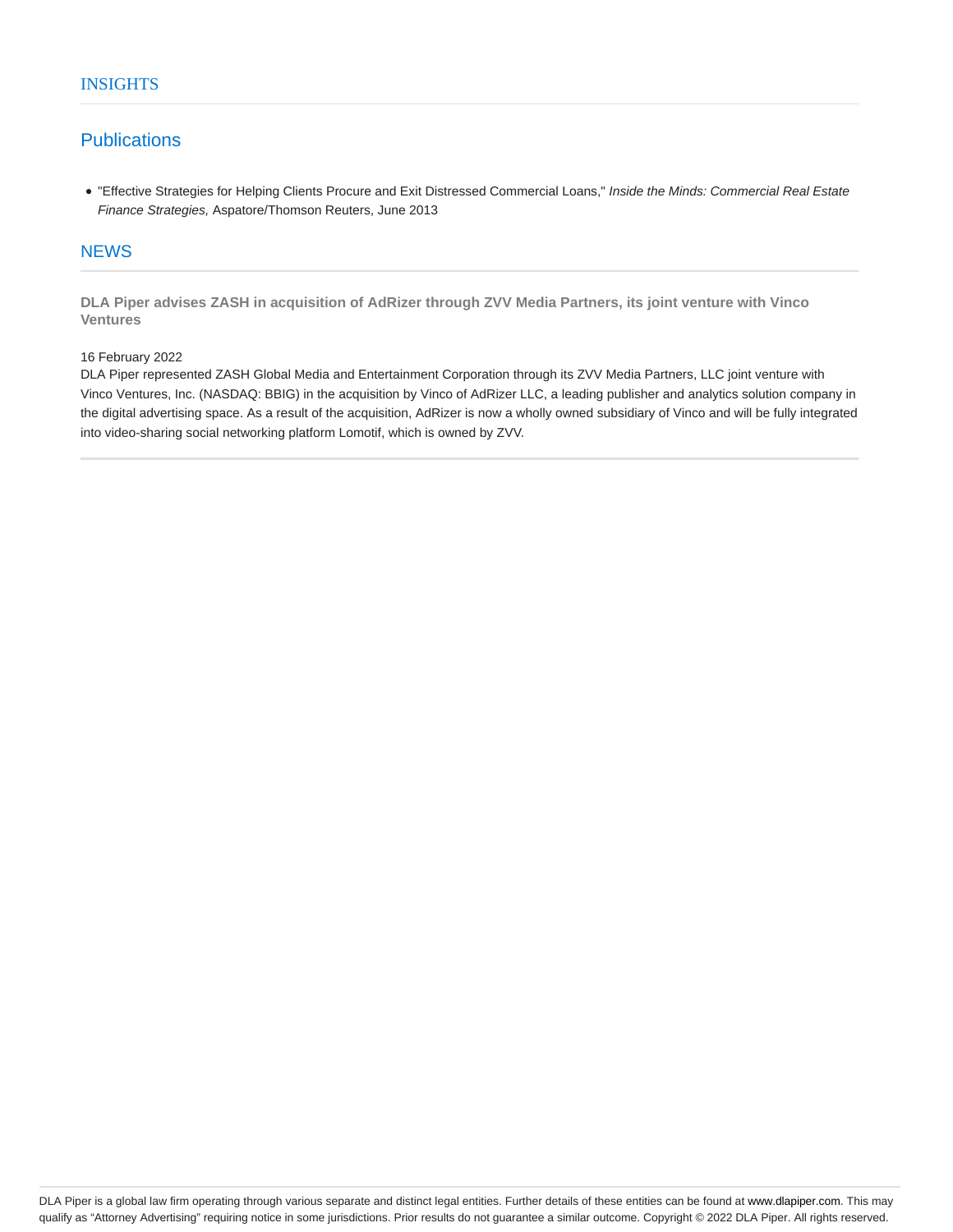## INSIGHTS

### Publications

- "Effective Strategies for Helping Clients Procure and Exit Distressed Commercial Loans," *Inside the Minds: Commercial Real Estate Finance Strategies,* Aspatore/Thomson Reuters, June 2013

## NEWS

**DLA Piper advises ZASH in acquisition of AdRizer through ZVV Media Partners, its joint venture with Vinco Ventures**

16 February 2022

DLA Piper represented ZASH Global Media and Entertainment Corporation through its ZVV Media Partners, LLC joint venture with Vinco Ventures, Inc. (NASDAQ: BBIG) in the acquisition by Vinco of AdRizer LLC, a leading publisher and analytics solution company in the digital advertising space. As a result of the acquisition, AdRizer is now a wholly owned subsidiary of Vinco and will be fully integrated into video-sharing social networking platform Lomotif, which is owned by ZVV.

DLA Piper is a global law firm operating through various separate and distinct legal entities. Further details of these entities can be found at www.dlapiper.com. This may qualify as "Attorney Advertising" requiring notice in some jurisdictions. Prior results do not guarantee a similar outcome. Copyright © 2022 DLA Piper. All rights reserved.